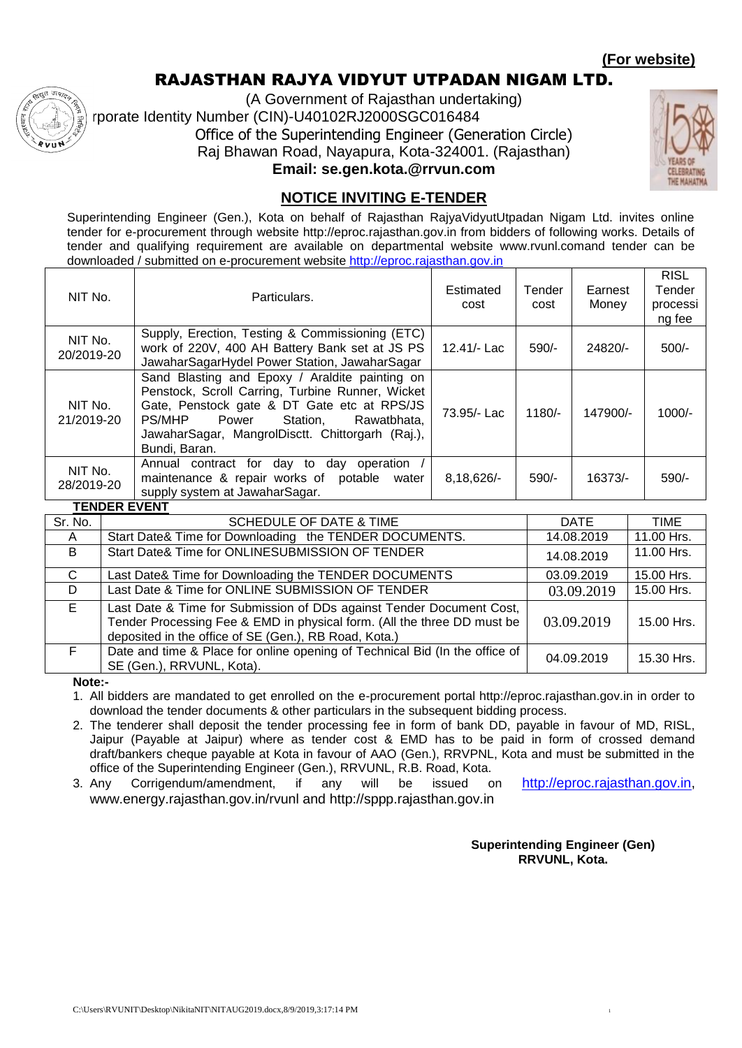**(For website)**

# RAJASTHAN RAJYA VIDYUT UTPADAN NIGAM LTD.

(A Government of Rajasthan undertaking)

rporate Identity Number (CIN)-U40102RJ2000SGC016484

Office of the Superintending Engineer (Generation Circle)

Raj Bhawan Road, Nayapura, Kota-324001. (Rajasthan)

**Email: se.gen.kota.@rrvun.com**

## NOTICE INVITING E-TENDER

Superintending Engineer (Gen.), Kota on behalf of Rajasthan RajyaVidyutUtpadan Nigam Ltd. invites online tender for e-procurement through website http://eproc.rajasthan.gov.in from bidders of following works. Details of tender and qualifying requirement are available on departmental website www.rvunl.comand tender can be downloaded / submitted on e-procurement website http://eproc.rajasthan.gov.in

| NIT No. | Particulars. | Estimated cost | Tender cost | Earnest Money | RISL Tender processing fee |
|---|---|---|---|---|---|
| NIT No. 20/2019-20 | Supply, Erection, Testing & Commissioning (ETC) work of 220V, 400 AH Battery Bank set at JS PS JawaharSagarHydel Power Station, JawaharSagar | 12.41/- Lac | 590/- | 24820/- | 500/- |
| NIT No. 21/2019-20 | Sand Blasting and Epoxy / Araldite painting on Penstock, Scroll Carring, Turbine Runner, Wicket Gate, Penstock gate & DT Gate etc at RPS/JS PS/MHP Power Station, Rawatbhata, JawaharSagar, MangrolDisctt. Chittorgarh (Raj.), Bundi, Baran. | 73.95/- Lac | 1180/- | 147900/- | 1000/- |
| NIT No. 28/2019-20 | Annual contract for day to day operation / maintenance & repair works of potable water supply system at JawaharSagar. | 8,18,626/- | 590/- | 16373/- | 590/- |

**TENDER EVENT**

| Sr. No. | SCHEDULE OF DATE & TIME | DATE | TIME |
|---|---|---|---|
| A | Start Date& Time for Downloading the TENDER DOCUMENTS. | 14.08.2019 | 11.00 Hrs. |
| B | Start Date& Time for ONLINESUBMISSION OF TENDER | 14.08.2019 | 11.00 Hrs. |
| C | Last Date& Time for Downloading the TENDER DOCUMENTS | 03.09.2019 | 15.00 Hrs. |
| D | Last Date & Time for ONLINE SUBMISSION OF TENDER | 03.09.2019 | 15.00 Hrs. |
| E | Last Date & Time for Submission of DDs against Tender Document Cost, Tender Processing Fee & EMD in physical form. (All the three DD must be deposited in the office of SE (Gen.), RB Road, Kota.) | 03.09.2019 | 15.00 Hrs. |
| F | Date and time & Place for online opening of Technical Bid (In the office of SE (Gen.), RRVUNL, Kota). | 04.09.2019 | 15.30 Hrs. |

**Note:-**

1. All bidders are mandated to get enrolled on the e-procurement portal http://eproc.rajasthan.gov.in in order to download the tender documents & other particulars in the subsequent bidding process.
2. The tenderer shall deposit the tender processing fee in form of bank DD, payable in favour of MD, RISL, Jaipur (Payable at Jaipur) where as tender cost & EMD has to be paid in form of crossed demand draft/bankers cheque payable at Kota in favour of AAO (Gen.), RRVPNL, Kota and must be submitted in the office of the Superintending Engineer (Gen.), RRVUNL, R.B. Road, Kota.
3. Any Corrigendum/amendment, if any will be issued on http://eproc.rajasthan.gov.in, www.energy.rajasthan.gov.in/rvunl and http://sppp.rajasthan.gov.in

**Superintending Engineer (Gen)**
**RRVUNL, Kota.**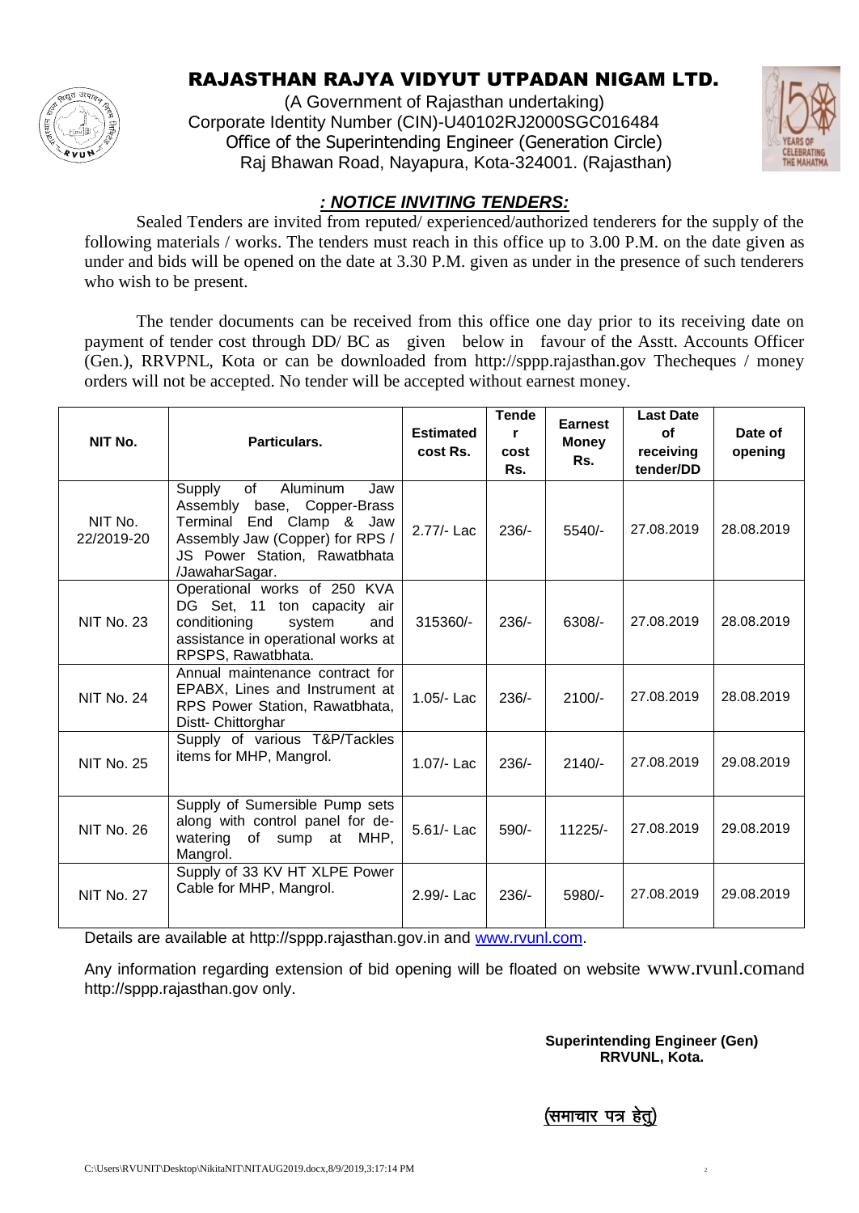# RAJASTHAN RAJYA VIDYUT UTPADAN NIGAM LTD.

(A Government of Rajasthan undertaking)
Corporate Identity Number (CIN)-U40102RJ2000SGC016484
Office of the Superintending Engineer (Generation Circle)
Raj Bhawan Road, Nayapura, Kota-324001. (Rajasthan)

## *: NOTICE INVITING TENDERS:*

Sealed Tenders are invited from reputed/ experienced/authorized tenderers for the supply of the following materials / works. The tenders must reach in this office up to 3.00 P.M. on the date given as under and bids will be opened on the date at 3.30 P.M. given as under in the presence of such tenderers who wish to be present.

The tender documents can be received from this office one day prior to its receiving date on payment of tender cost through DD/ BC as given below in favour of the Asstt. Accounts Officer (Gen.), RRVPNL, Kota or can be downloaded from http://sppp.rajasthan.gov Thecheques / money orders will not be accepted. No tender will be accepted without earnest money.

| NIT No. | Particulars. | Estimated cost Rs. | Tender cost Rs. | Earnest Money Rs. | Last Date of receiving tender/DD | Date of opening |
|---|---|---|---|---|---|---|
| NIT No. 22/2019-20 | Supply of Aluminum Jaw Assembly base, Copper-Brass Terminal End Clamp & Jaw Assembly Jaw (Copper) for RPS / JS Power Station, Rawatbhata /JawaharSagar. | 2.77/- Lac | 236/- | 5540/- | 27.08.2019 | 28.08.2019 |
| NIT No. 23 | Operational works of 250 KVA DG Set, 11 ton capacity air conditioning system and assistance in operational works at RPSPS, Rawatbhata. | 315360/- | 236/- | 6308/- | 27.08.2019 | 28.08.2019 |
| NIT No. 24 | Annual maintenance contract for EPABX, Lines and Instrument at RPS Power Station, Rawatbhata, Distt- Chittorghar | 1.05/- Lac | 236/- | 2100/- | 27.08.2019 | 28.08.2019 |
| NIT No. 25 | Supply of various T&P/Tackles items for MHP, Mangrol. | 1.07/- Lac | 236/- | 2140/- | 27.08.2019 | 29.08.2019 |
| NIT No. 26 | Supply of Sumersible Pump sets along with control panel for de-watering of sump at MHP, Mangrol. | 5.61/- Lac | 590/- | 11225/- | 27.08.2019 | 29.08.2019 |
| NIT No. 27 | Supply of 33 KV HT XLPE Power Cable for MHP, Mangrol. | 2.99/- Lac | 236/- | 5980/- | 27.08.2019 | 29.08.2019 |

Details are available at http://sppp.rajasthan.gov.in and www.rvunl.com.

Any information regarding extension of bid opening will be floated on website www.rvunl.comand http://sppp.rajasthan.gov only.

**Superintending Engineer (Gen)**
**RRVUNL, Kota.**

**(समाचार पत्र हेतु)**

C:\Users\RVUNIT\Desktop\NikitaNIT\NITAUG2019.docx,8/9/2019,3:17:14 PM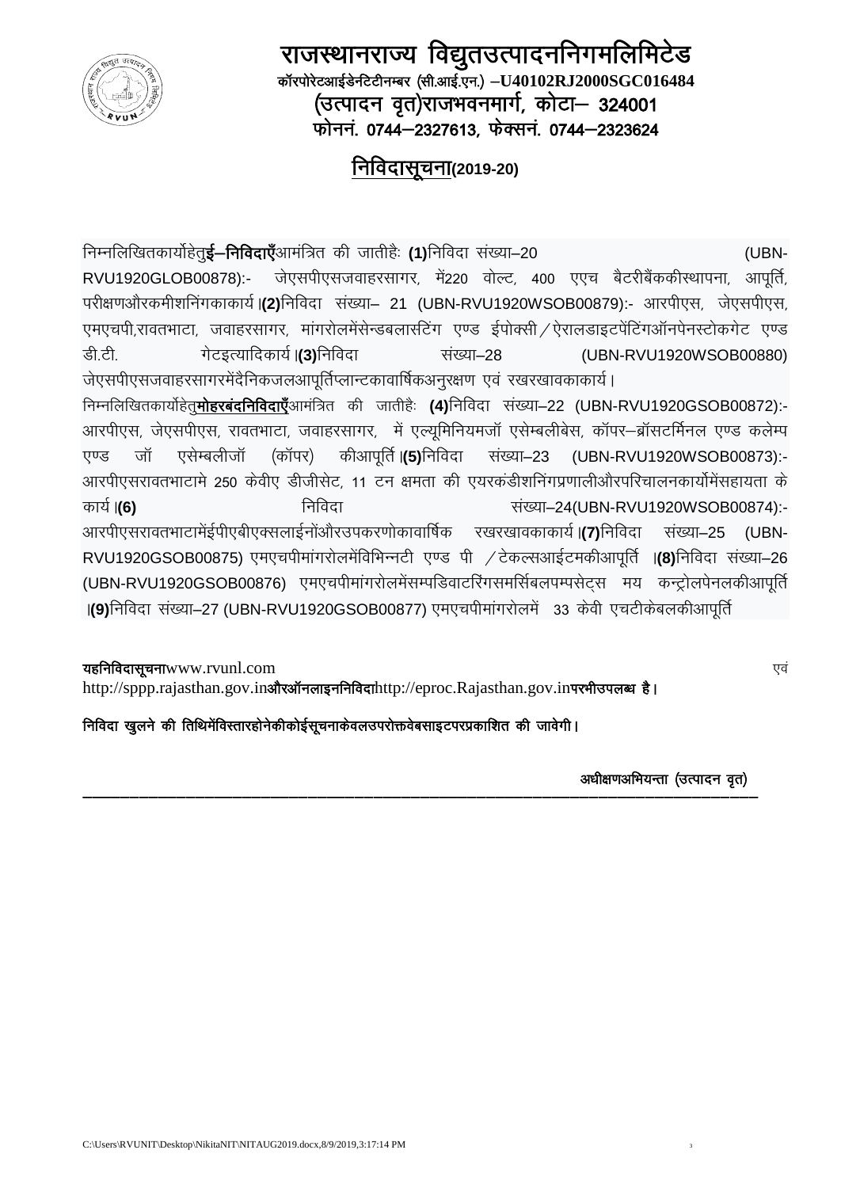# राजस्थानराज्य विद्युतउत्पादननिगमलिमिटेड

**कॉरपोरेटआईडेनटिटीनम्बर (सी.आई.एन.) –U40102RJ2000SGC016484**

**(उत्पादन वृत)राजभवनमार्ग, कोटा– 324001**

**फोननं. 0744–2327613, फेक्सनं. 0744–2323624**

## निविदासूचना(2019-20)

निम्नलिखितकार्योहेतु**ई–निविदाएँ**आमंत्रित की जातीहैः **(1)**निविदा संख्या–20 (UBN-RVU1920GLOB00878):- जेएसपीएसजवाहरसागर, में220 वोल्ट, 400 एएच बैटरीबैंककीस्थापना, आपूर्ति, परीक्षणऔरकमीशनिंगकाकार्य।**(2)**निविदा संख्या– 21 (UBN-RVU1920WSOB00879):- आरपीएस, जेएसपीएस, एमएचपी,रावतभाटा, जवाहरसागर, मांगरोलमेंसेन्डबलास्टिंग एण्ड ईपोक्सी/ऐरालडाइटपेंटिंगऑनपेनस्टोकगेट एण्ड डी.टी. गेटइत्यादिकार्य।**(3)**निविदा संख्या–28 (UBN-RVU1920WSOB00880) जेएसपीएसजवाहरसागरमेंदैनिकजलआपूर्तिप्लान्टकावार्षिकअनुरक्षण एवं रखरखावकाकार्य।

निम्नलिखितकार्योहेतु**मोहरबंदनिविदाएँ**आमंत्रित की जातीहैः **(4)**निविदा संख्या–22 (UBN-RVU1920GSOB00872):- आरपीएस, जेएसपीएस, रावतभाटा, जवाहरसागर, में एल्यूमिनियमजॉ एसेम्बलीबेस, कॉपर–ब्रॉसटर्मिनल एण्ड कलेम्प एण्ड जॉ एसेम्बलीजॉ (कॉपर) कीआपूर्ति।**(5)**निविदा संख्या–23 (UBN-RVU1920WSOB00873):- आरपीएसरावतभाटामे 250 केवीए डीजीसेट, 11 टन क्षमता की एयरकंडीशनिंगप्रणालीऔरपरिचालनकार्योमेंसहायता के कार्य।**(6)** निविदा संख्या–24(UBN-RVU1920WSOB00874):- आरपीएसरावतभाटामेंईपीएबीएक्सलाईनोंऔरउपकरणोकावार्षिक रखरखावकाकार्य।**(7)**निविदा संख्या–25 (UBN-RVU1920GSOB00875) एमएचपीमांगरोलमेंविभिन्नटी एण्ड पी /टेकल्सआईटमकीआपूर्ति ।**(8)**निविदा संख्या–26 (UBN-RVU1920GSOB00876) एमएचपीमांगरोलमेंसम्पडिवाटरिंगसमर्सिबलपम्पसेट्स मय कन्ट्रोलपेनलकीआपूर्ति ।**(9)**निविदा संख्या–27 (UBN-RVU1920GSOB00877) एमएचपीमांगरोलमें 33 केवी एचटीकेबलकीआपूर्ति

**यहनिविदासूचना**www.rvunl.com एवं http://sppp.rajasthan.gov.in**औरऑनलाइननिविदा**http://eproc.Rajasthan.gov.in**परभीउपलब्ध है।**

**निविदा खुलने की तिथिमेंविस्तारहोनेकीकोईसूचनाकेवलउपरोक्तवेबसाइटपरप्रकाशित की जावेगी।**

**अधीक्षणअभियन्ता (उत्पादन वृत)**